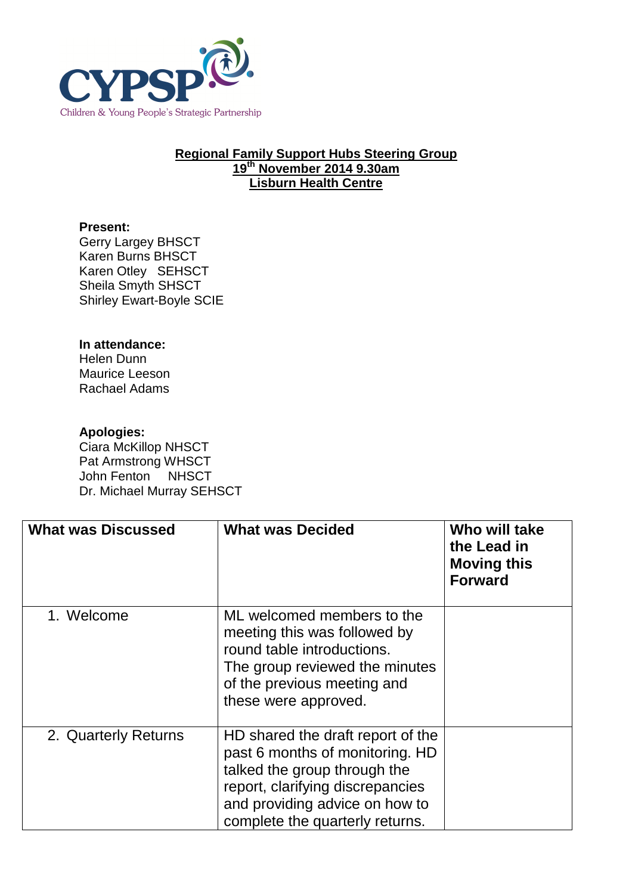CYPSP

Children & Young People's Strategic Partnership

**Regional Family Support Hubs Steering Group**
**19th November 2014 9.30am**
**Lisburn Health Centre**

**Present:**
Gerry Largey BHSCT
Karen Burns BHSCT
Karen Otley SEHSCT
Sheila Smyth SHSCT
Shirley Ewart-Boyle SCIE

**In attendance:**
Helen Dunn
Maurice Leeson
Rachael Adams

**Apologies:**
Ciara McKillop NHSCT
Pat Armstrong WHSCT
John Fenton NHSCT
Dr. Michael Murray SEHSCT

| What was Discussed | What was Decided | Who will take the Lead in Moving this Forward |
|---|---|---|
| 1. Welcome | ML welcomed members to the meeting this was followed by round table introductions. The group reviewed the minutes of the previous meeting and these were approved. | |
| 2. Quarterly Returns | HD shared the draft report of the past 6 months of monitoring. HD talked the group through the report, clarifying discrepancies and providing advice on how to complete the quarterly returns. | |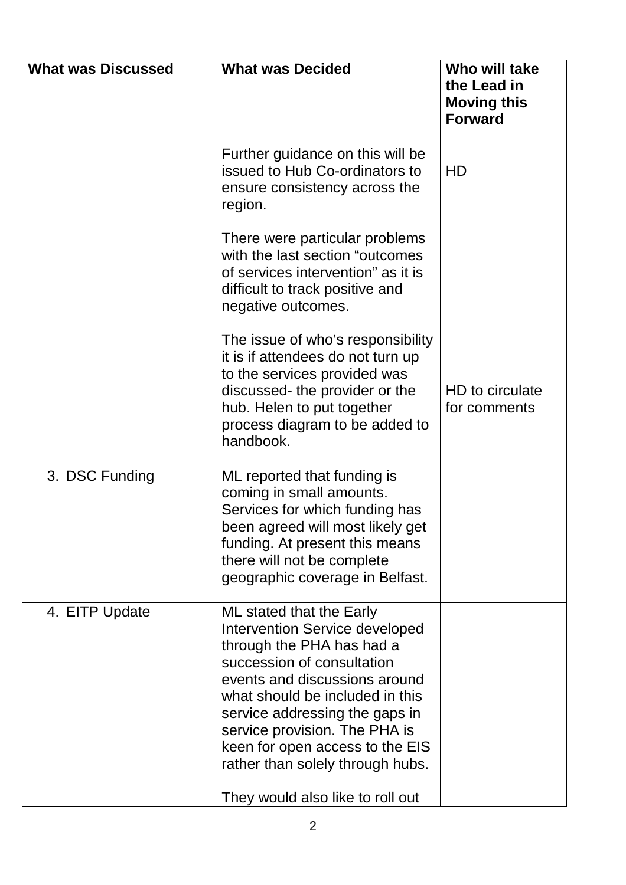| What was Discussed | What was Decided | Who will take the Lead in Moving this Forward |
|---|---|---|
| | Further guidance on this will be issued to Hub Co-ordinators to ensure consistency across the region.<br><br>There were particular problems with the last section "outcomes of services intervention" as it is difficult to track positive and negative outcomes.<br><br>The issue of who's responsibility it is if attendees do not turn up to the services provided was discussed- the provider or the hub. Helen to put together process diagram to be added to handbook. | HD<br><br><br><br><br><br><br>HD to circulate for comments |
| 3. DSC Funding | ML reported that funding is coming in small amounts. Services for which funding has been agreed will most likely get funding. At present this means there will not be complete geographic coverage in Belfast. | |
| 4. EITP Update | ML stated that the Early Intervention Service developed through the PHA has had a succession of consultation events and discussions around what should be included in this service addressing the gaps in service provision. The PHA is keen for open access to the EIS rather than solely through hubs.<br><br>They would also like to roll out | |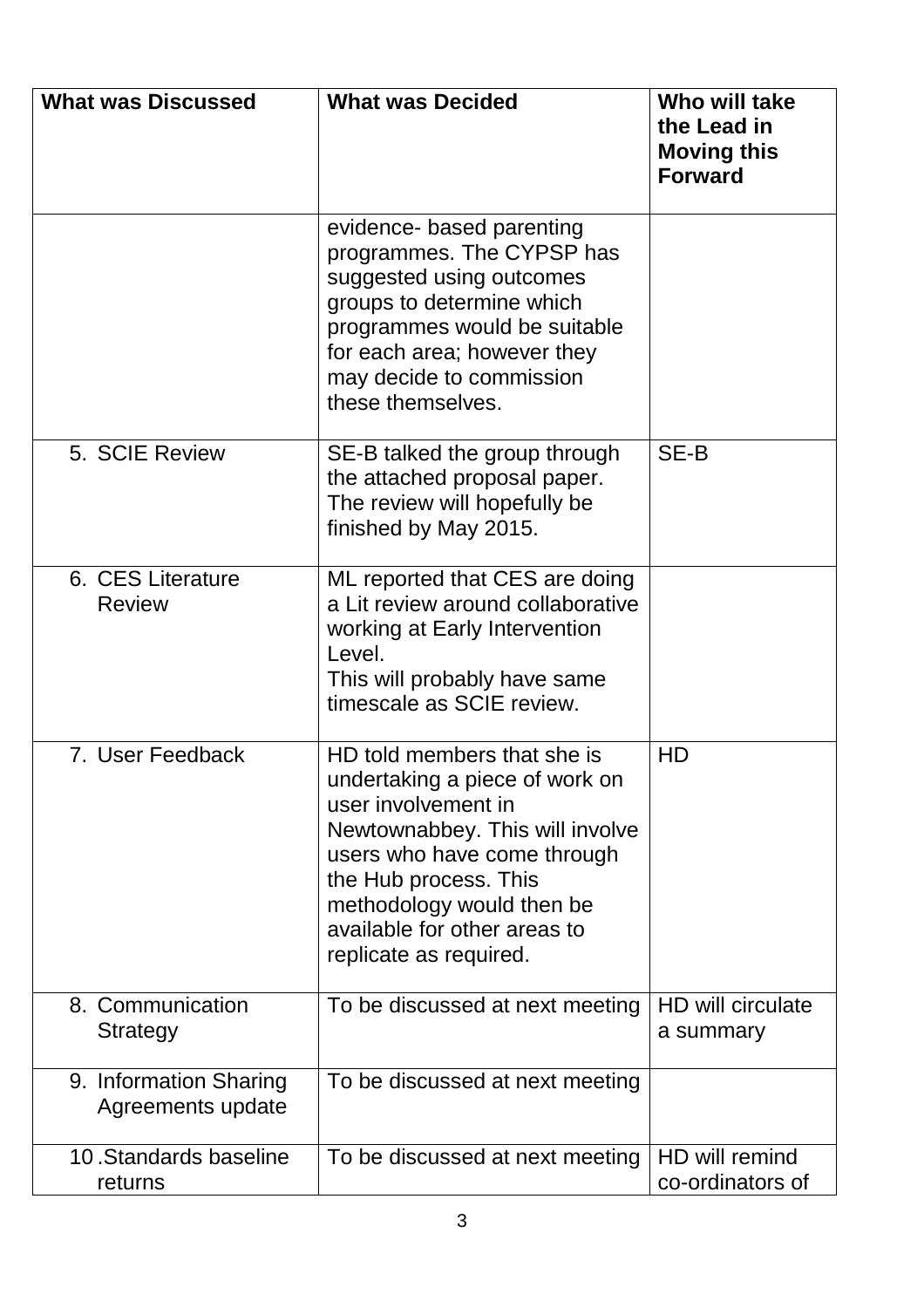| What was Discussed | What was Decided | Who will take the Lead in Moving this Forward |
|---|---|---|
| | evidence- based parenting programmes. The CYPSP has suggested using outcomes groups to determine which programmes would be suitable for each area; however they may decide to commission these themselves. | |
| 5. SCIE Review | SE-B talked the group through the attached proposal paper. The review will hopefully be finished by May 2015. | SE-B |
| 6. CES Literature Review | ML reported that CES are doing a Lit review around collaborative working at Early Intervention Level. This will probably have same timescale as SCIE review. | |
| 7. User Feedback | HD told members that she is undertaking a piece of work on user involvement in Newtownabbey. This will involve users who have come through the Hub process. This methodology would then be available for other areas to replicate as required. | HD |
| 8. Communication Strategy | To be discussed at next meeting | HD will circulate a summary |
| 9. Information Sharing Agreements update | To be discussed at next meeting | |
| 10. Standards baseline returns | To be discussed at next meeting | HD will remind co-ordinators of |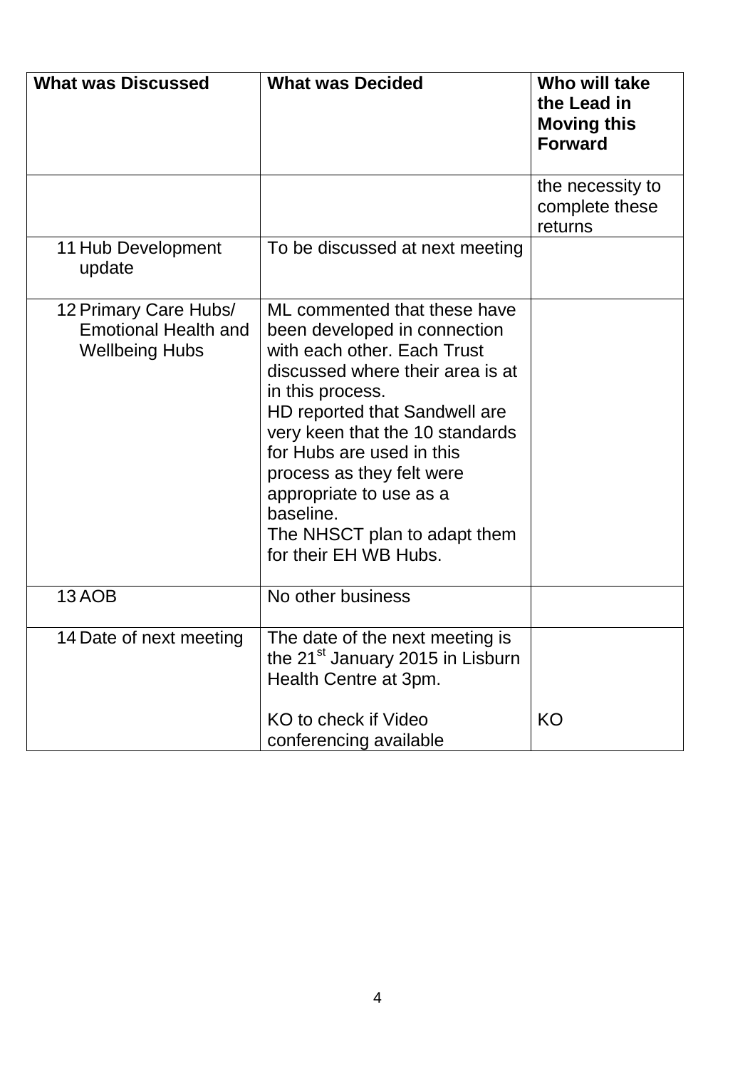| What was Discussed | What was Decided | Who will take the Lead in Moving this Forward |
|---|---|---|
| | | the necessity to complete these returns |
| 11 Hub Development update | To be discussed at next meeting | |
| 12 Primary Care Hubs/ Emotional Health and Wellbeing Hubs | ML commented that these have been developed in connection with each other. Each Trust discussed where their area is at in this process.<br>HD reported that Sandwell are very keen that the 10 standards for Hubs are used in this process as they felt were appropriate to use as a baseline.<br>The NHSCT plan to adapt them for their EH WB Hubs. | |
| 13 AOB | No other business | |
| 14 Date of next meeting | The date of the next meeting is the 21st January 2015 in Lisburn Health Centre at 3pm.<br><br>KO to check if Video conferencing available | <br><br><br>KO |